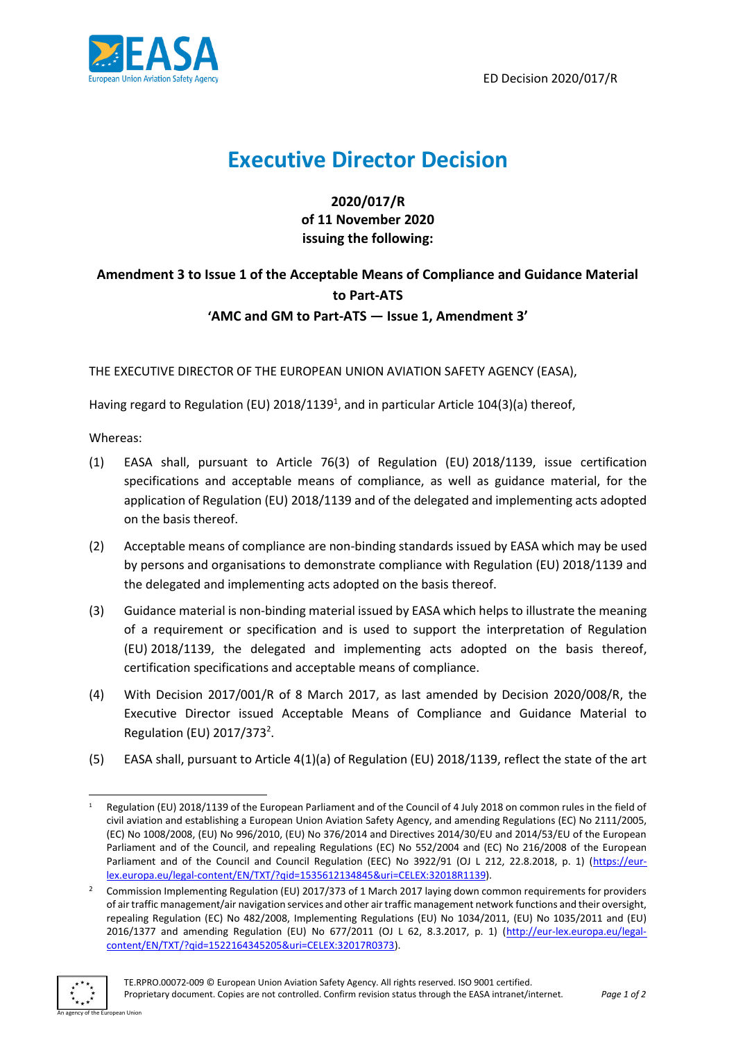ED Decision 2020/017/R

# Executive Director Decision

**2020/017/R**
**of 11 November 2020**
**issuing the following:**

**Amendment 3 to Issue 1 of the Acceptable Means of Compliance and Guidance Material to Part-ATS**
**'AMC and GM to Part-ATS — Issue 1, Amendment 3'**

THE EXECUTIVE DIRECTOR OF THE EUROPEAN UNION AVIATION SAFETY AGENCY (EASA),

Having regard to Regulation (EU) 2018/1139[1], and in particular Article 104(3)(a) thereof,

Whereas:

(1) EASA shall, pursuant to Article 76(3) of Regulation (EU) 2018/1139, issue certification specifications and acceptable means of compliance, as well as guidance material, for the application of Regulation (EU) 2018/1139 and of the delegated and implementing acts adopted on the basis thereof.

(2) Acceptable means of compliance are non-binding standards issued by EASA which may be used by persons and organisations to demonstrate compliance with Regulation (EU) 2018/1139 and the delegated and implementing acts adopted on the basis thereof.

(3) Guidance material is non-binding material issued by EASA which helps to illustrate the meaning of a requirement or specification and is used to support the interpretation of Regulation (EU) 2018/1139, the delegated and implementing acts adopted on the basis thereof, certification specifications and acceptable means of compliance.

(4) With Decision 2017/001/R of 8 March 2017, as last amended by Decision 2020/008/R, the Executive Director issued Acceptable Means of Compliance and Guidance Material to Regulation (EU) 2017/373[2].

(5) EASA shall, pursuant to Article 4(1)(a) of Regulation (EU) 2018/1139, reflect the state of the art

---

[1] Regulation (EU) 2018/1139 of the European Parliament and of the Council of 4 July 2018 on common rules in the field of civil aviation and establishing a European Union Aviation Safety Agency, and amending Regulations (EC) No 2111/2005, (EC) No 1008/2008, (EU) No 996/2010, (EU) No 376/2014 and Directives 2014/30/EU and 2014/53/EU of the European Parliament and of the Council, and repealing Regulations (EC) No 552/2004 and (EC) No 216/2008 of the European Parliament and of the Council and Council Regulation (EEC) No 3922/91 (OJ L 212, 22.8.2018, p. 1) (https://eur-lex.europa.eu/legal-content/EN/TXT/?qid=1535612134845&uri=CELEX:32018R1139).

[2] Commission Implementing Regulation (EU) 2017/373 of 1 March 2017 laying down common requirements for providers of air traffic management/air navigation services and other air traffic management network functions and their oversight, repealing Regulation (EC) No 482/2008, Implementing Regulations (EU) No 1034/2011, (EU) No 1035/2011 and (EU) 2016/1377 and amending Regulation (EU) No 677/2011 (OJ L 62, 8.3.2017, p. 1) (http://eur-lex.europa.eu/legal-content/EN/TXT/?qid=1522164345205&uri=CELEX:32017R0373).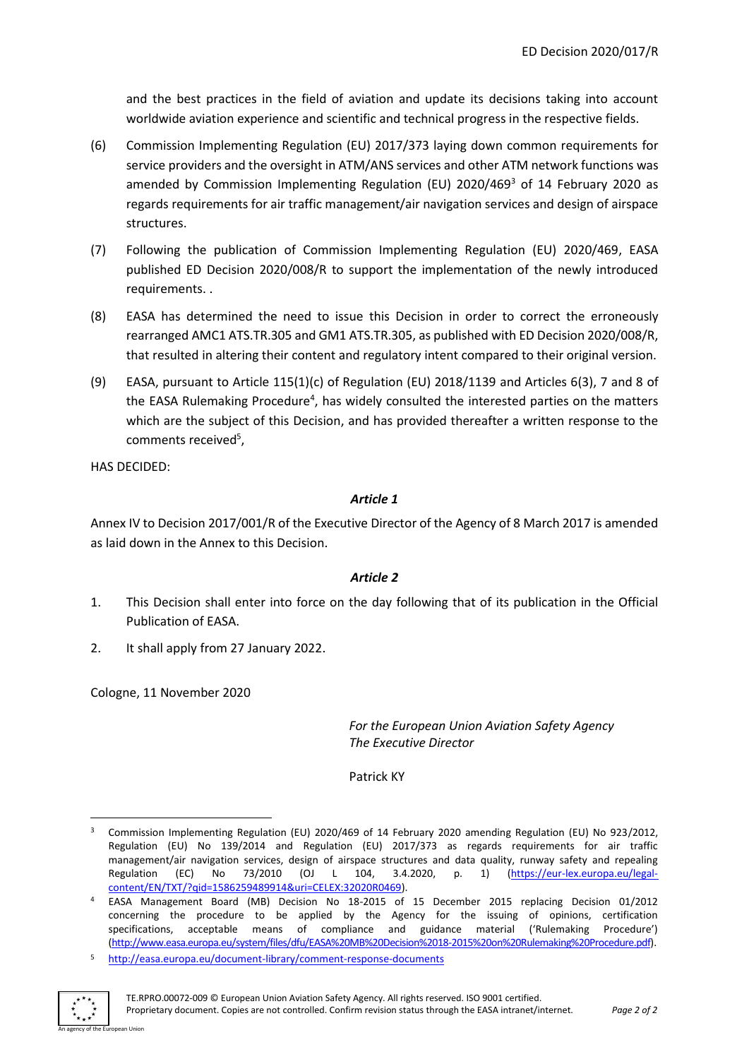and the best practices in the field of aviation and update its decisions taking into account worldwide aviation experience and scientific and technical progress in the respective fields.

(6) Commission Implementing Regulation (EU) 2017/373 laying down common requirements for service providers and the oversight in ATM/ANS services and other ATM network functions was amended by Commission Implementing Regulation (EU) 2020/469[3] of 14 February 2020 as regards requirements for air traffic management/air navigation services and design of airspace structures.

(7) Following the publication of Commission Implementing Regulation (EU) 2020/469, EASA published ED Decision 2020/008/R to support the implementation of the newly introduced requirements. .

(8) EASA has determined the need to issue this Decision in order to correct the erroneously rearranged AMC1 ATS.TR.305 and GM1 ATS.TR.305, as published with ED Decision 2020/008/R, that resulted in altering their content and regulatory intent compared to their original version.

(9) EASA, pursuant to Article 115(1)(c) of Regulation (EU) 2018/1139 and Articles 6(3), 7 and 8 of the EASA Rulemaking Procedure[4], has widely consulted the interested parties on the matters which are the subject of this Decision, and has provided thereafter a written response to the comments received[5],

HAS DECIDED:

***Article 1***

Annex IV to Decision 2017/001/R of the Executive Director of the Agency of 8 March 2017 is amended as laid down in the Annex to this Decision.

***Article 2***

1. This Decision shall enter into force on the day following that of its publication in the Official Publication of EASA.
2. It shall apply from 27 January 2022.

Cologne, 11 November 2020

*For the European Union Aviation Safety Agency*
*The Executive Director*

Patrick KY

---

[3] Commission Implementing Regulation (EU) 2020/469 of 14 February 2020 amending Regulation (EU) No 923/2012, Regulation (EU) No 139/2014 and Regulation (EU) 2017/373 as regards requirements for air traffic management/air navigation services, design of airspace structures and data quality, runway safety and repealing Regulation (EC) No 73/2010 (OJ L 104, 3.4.2020, p. 1) (https://eur-lex.europa.eu/legal-content/EN/TXT/?qid=1586259489914&uri=CELEX:32020R0469).

[4] EASA Management Board (MB) Decision No 18-2015 of 15 December 2015 replacing Decision 01/2012 concerning the procedure to be applied by the Agency for the issuing of opinions, certification specifications, acceptable means of compliance and guidance material ('Rulemaking Procedure') (http://www.easa.europa.eu/system/files/dfu/EASA%20MB%20Decision%2018-2015%20on%20Rulemaking%20Procedure.pdf).

[5] http://easa.europa.eu/document-library/comment-response-documents